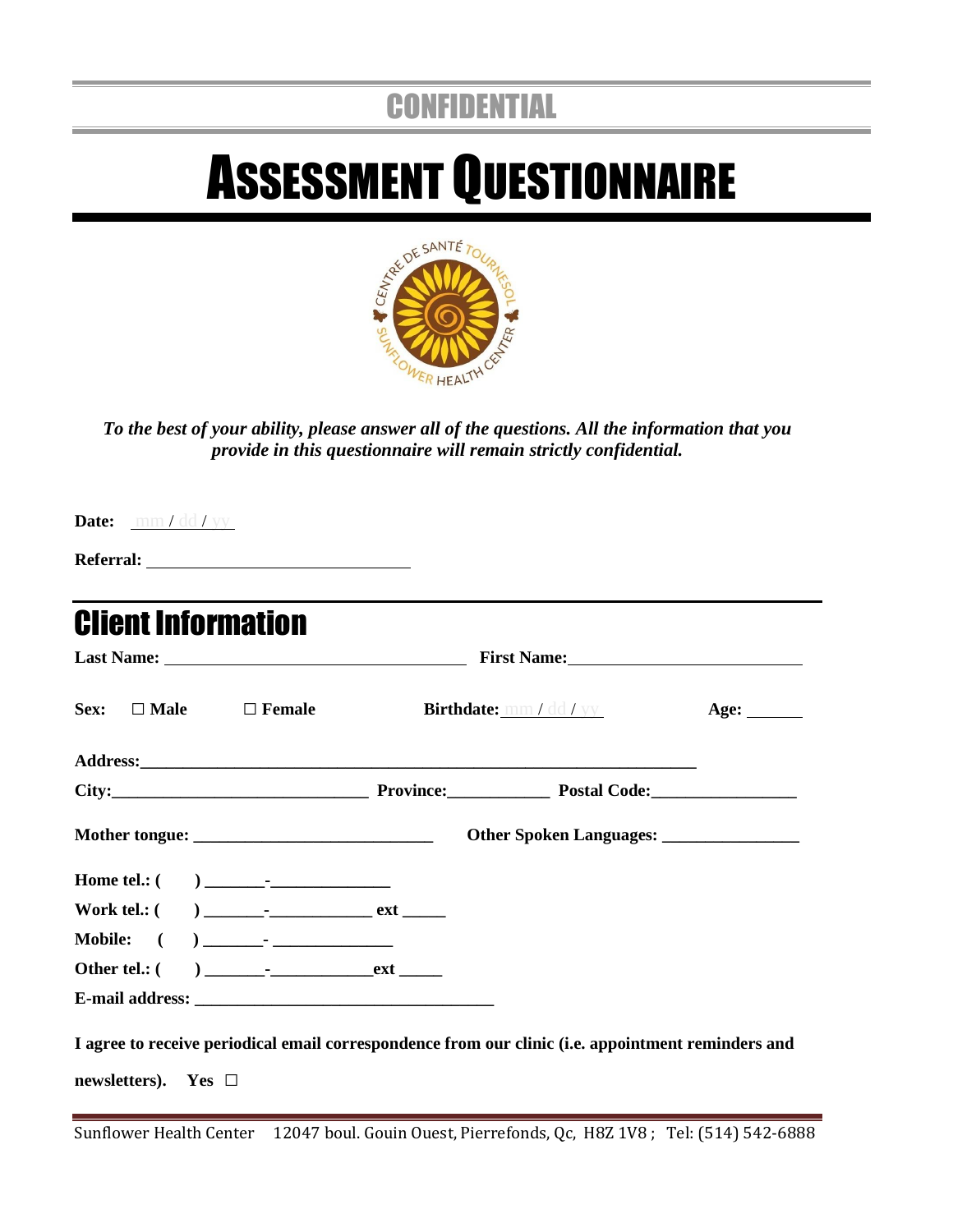CONFIDENTIAL

# ASSESSMENT QUESTIONNAIRE

***To the best of your ability, please answer all of the questions. All the information that you provide in this questionnaire will remain strictly confidential.***

**Date:** mm / dd / yy

**Referral:** ______________________________

## Client Information

**Last Name:** ______________________________ **First Name:** ______________________________

**Sex:** ☐ **Male** ☐ **Female** **Birthdate:** mm / dd / yy **Age:** ______

**Address:** ____________________________________________________________

**City:** ______________________________ **Province:** ____________ **Postal Code:** ________________

**Mother tongue:** ____________________________ **Other Spoken Languages:** ________________

**Home tel.:** ( ) _______-______________

**Work tel.:** ( ) _______-____________ **ext** _____

**Mobile:** ( ) _______- ______________

**Other tel.:** ( ) _______-____________ **ext** _____

**E-mail address:** ___________________________________

**I agree to receive periodical email correspondence from our clinic (i.e. appointment reminders and newsletters). Yes** ☐

Sunflower Health Center 12047 boul. Gouin Ouest, Pierrefonds, Qc, H8Z 1V8 ; Tel: (514) 542-6888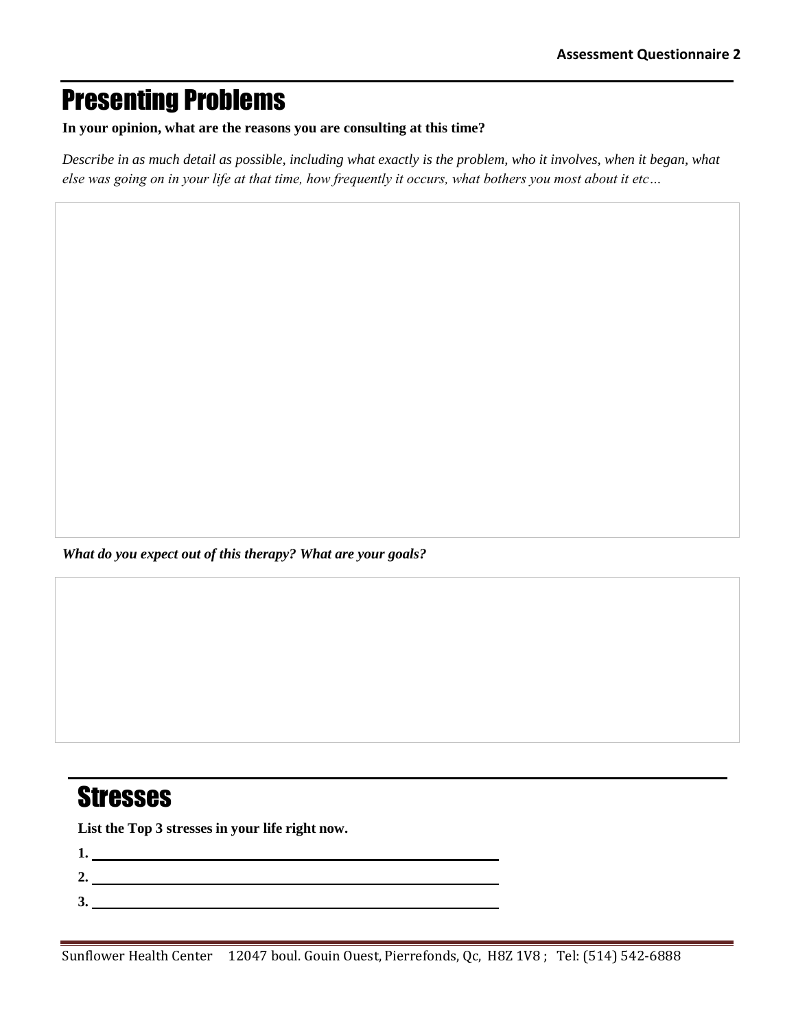# Presenting Problems

**In your opinion, what are the reasons you are consulting at this time?**

*Describe in as much detail as possible, including what exactly is the problem, who it involves, when it began, what else was going on in your life at that time, how frequently it occurs, what bothers you most about it etc…*

***What do you expect out of this therapy? What are your goals?***

# Stresses

**List the Top 3 stresses in your life right now.**

**1.** ______________________________

**2.** ______________________________

**3.** ______________________________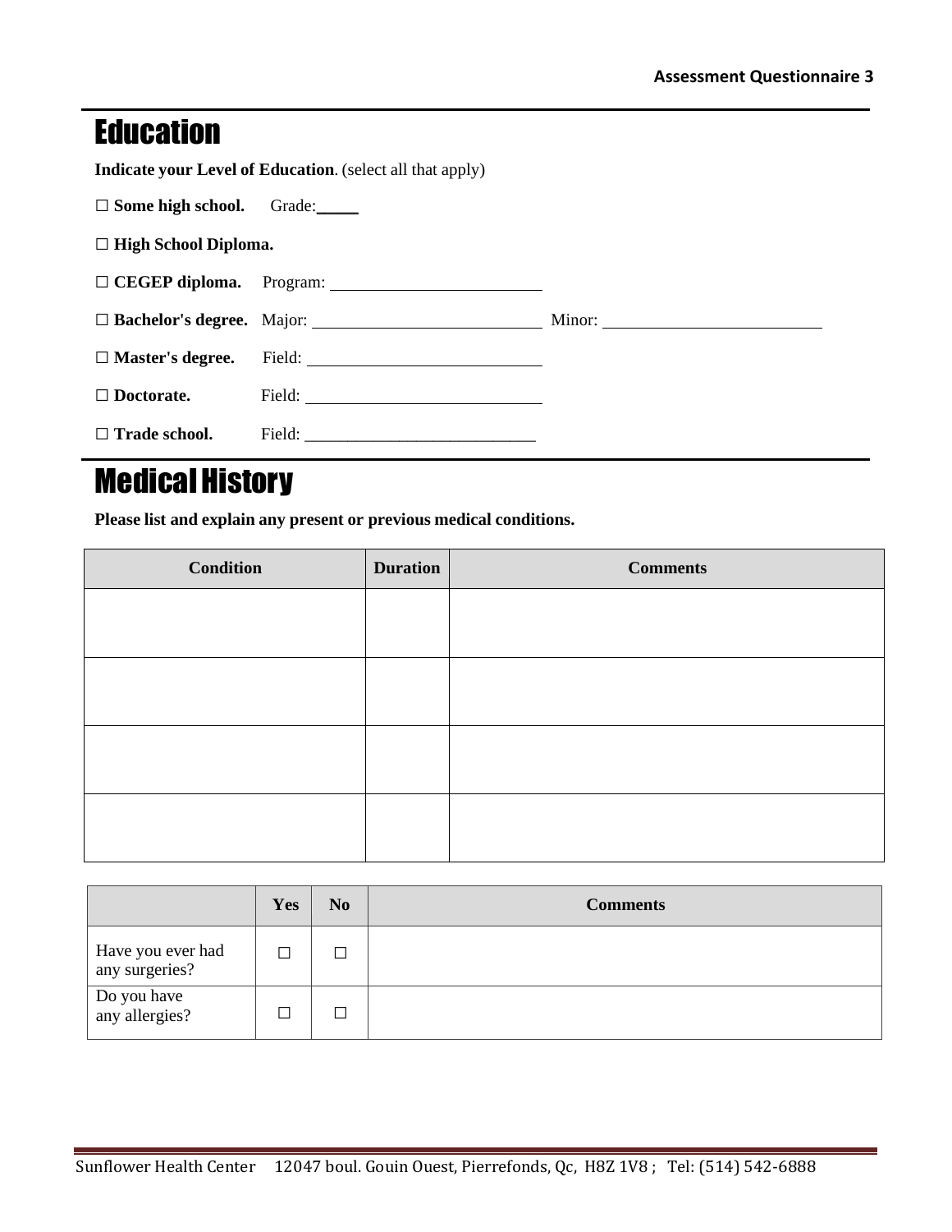## Education

**Indicate your Level of Education**. (select all that apply)

☐ **Some high school.** Grade:_____

☐ **High School Diploma.**

☐ **CEGEP diploma.** Program: ___________________________

☐ **Bachelor's degree.** Major: ___________________________ Minor: ___________________________

☐ **Master's degree.** Field: ___________________________

☐ **Doctorate.** Field: ___________________________

☐ **Trade school.** Field: ___________________________

## Medical History

**Please list and explain any present or previous medical conditions.**

| Condition | Duration | Comments |
|---|---|---|
| | | |
| | | |
| | | |
| | | |

| | Yes | No | Comments |
|---|---|---|---|
| Have you ever had any surgeries? | ☐ | ☐ | |
| Do you have any allergies? | ☐ | ☐ | |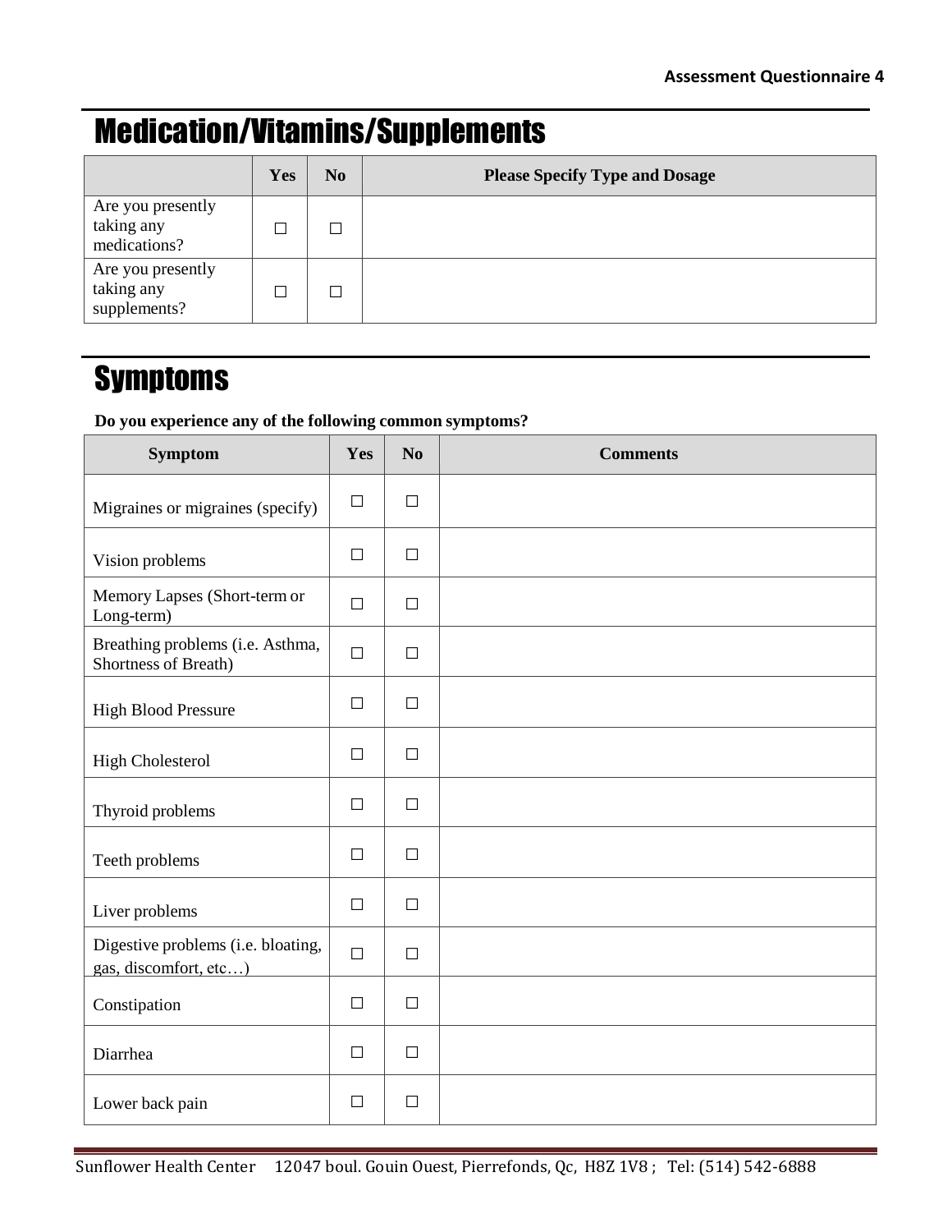## Medication/Vitamins/Supplements

| | Yes | No | Please Specify Type and Dosage |
|---|---|---|---|
| Are you presently taking any medications? | ☐ | ☐ | |
| Are you presently taking any supplements? | ☐ | ☐ | |

## Symptoms

**Do you experience any of the following common symptoms?**

| Symptom | Yes | No | Comments |
|---|---|---|---|
| Migraines or migraines (specify) | ☐ | ☐ | |
| Vision problems | ☐ | ☐ | |
| Memory Lapses (Short-term or Long-term) | ☐ | ☐ | |
| Breathing problems (i.e. Asthma, Shortness of Breath) | ☐ | ☐ | |
| High Blood Pressure | ☐ | ☐ | |
| High Cholesterol | ☐ | ☐ | |
| Thyroid problems | ☐ | ☐ | |
| Teeth problems | ☐ | ☐ | |
| Liver problems | ☐ | ☐ | |
| Digestive problems (i.e. bloating, gas, discomfort, etc…) | ☐ | ☐ | |
| Constipation | ☐ | ☐ | |
| Diarrhea | ☐ | ☐ | |
| Lower back pain | ☐ | ☐ | |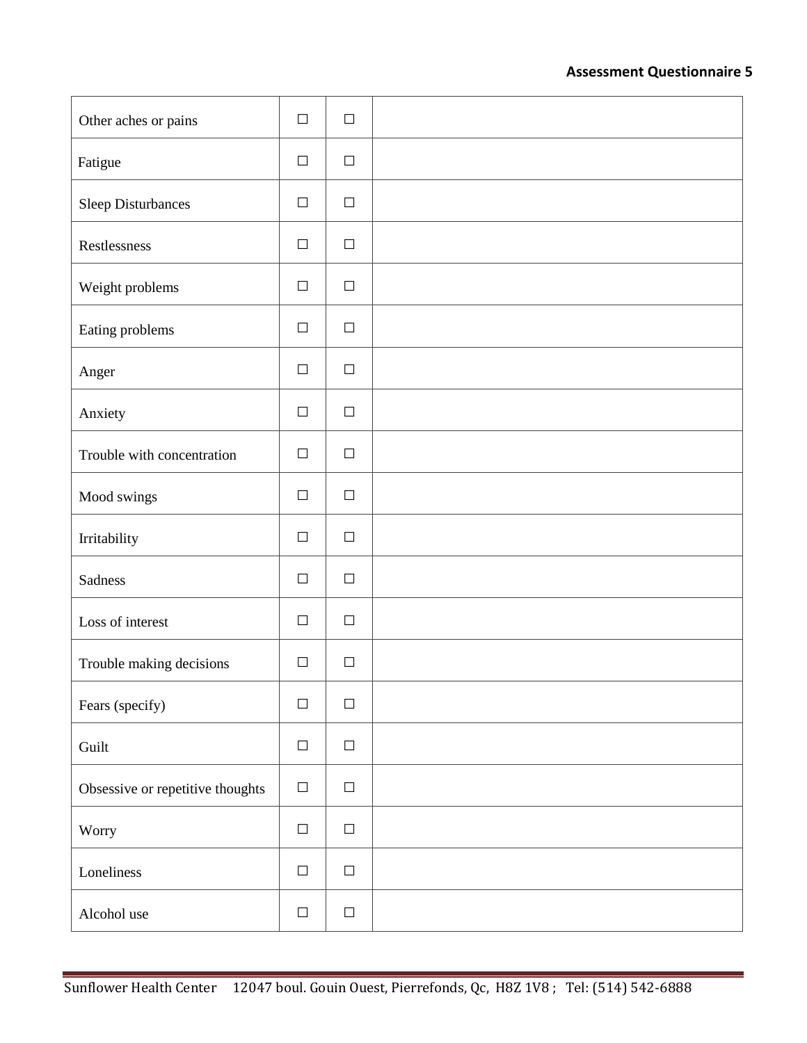**Assessment Questionnaire 5**

| | | | |
|---|---|---|---|
| Other aches or pains | ☐ | ☐ | |
| Fatigue | ☐ | ☐ | |
| Sleep Disturbances | ☐ | ☐ | |
| Restlessness | ☐ | ☐ | |
| Weight problems | ☐ | ☐ | |
| Eating problems | ☐ | ☐ | |
| Anger | ☐ | ☐ | |
| Anxiety | ☐ | ☐ | |
| Trouble with concentration | ☐ | ☐ | |
| Mood swings | ☐ | ☐ | |
| Irritability | ☐ | ☐ | |
| Sadness | ☐ | ☐ | |
| Loss of interest | ☐ | ☐ | |
| Trouble making decisions | ☐ | ☐ | |
| Fears (specify) | ☐ | ☐ | |
| Guilt | ☐ | ☐ | |
| Obsessive or repetitive thoughts | ☐ | ☐ | |
| Worry | ☐ | ☐ | |
| Loneliness | ☐ | ☐ | |
| Alcohol use | ☐ | ☐ | |

Sunflower Health Center 12047 boul. Gouin Ouest, Pierrefonds, Qc, H8Z 1V8 ; Tel: (514) 542-6888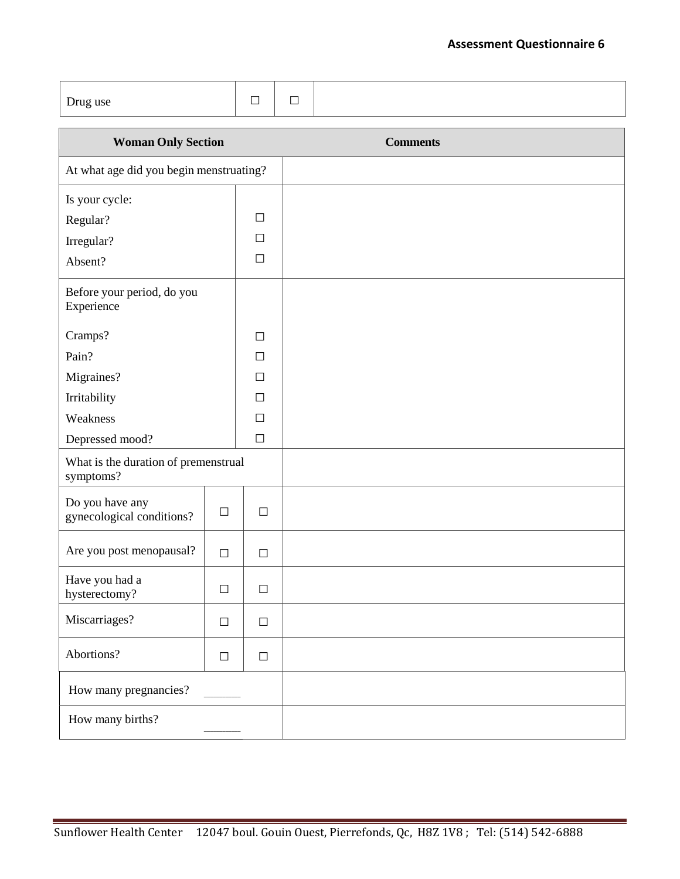| Drug use | ☐ | ☐ | |
|---|---|---|---|

| Woman Only Section | | | Comments |
|---|---|---|---|
| At what age did you begin menstruating? | | | |
| Is your cycle:<br>Regular?<br>Irregular?<br>Absent? | | ☐<br>☐<br>☐ | |
| Before your period, do you Experience<br>Cramps?<br>Pain?<br>Migraines?<br>Irritability<br>Weakness<br>Depressed mood? | | ☐<br>☐<br>☐<br>☐<br>☐<br>☐ | |
| What is the duration of premenstrual symptoms? | | | |
| Do you have any gynecological conditions? | ☐ | ☐ | |
| Are you post menopausal? | ☐ | ☐ | |
| Have you had a hysterectomy? | ☐ | ☐ | |
| Miscarriages? | ☐ | ☐ | |
| Abortions? | ☐ | ☐ | |
| How many pregnancies? ______ | | | |
| How many births? ______ | | | |

Sunflower Health Center 12047 boul. Gouin Ouest, Pierrefonds, Qc, H8Z 1V8 ; Tel: (514) 542-6888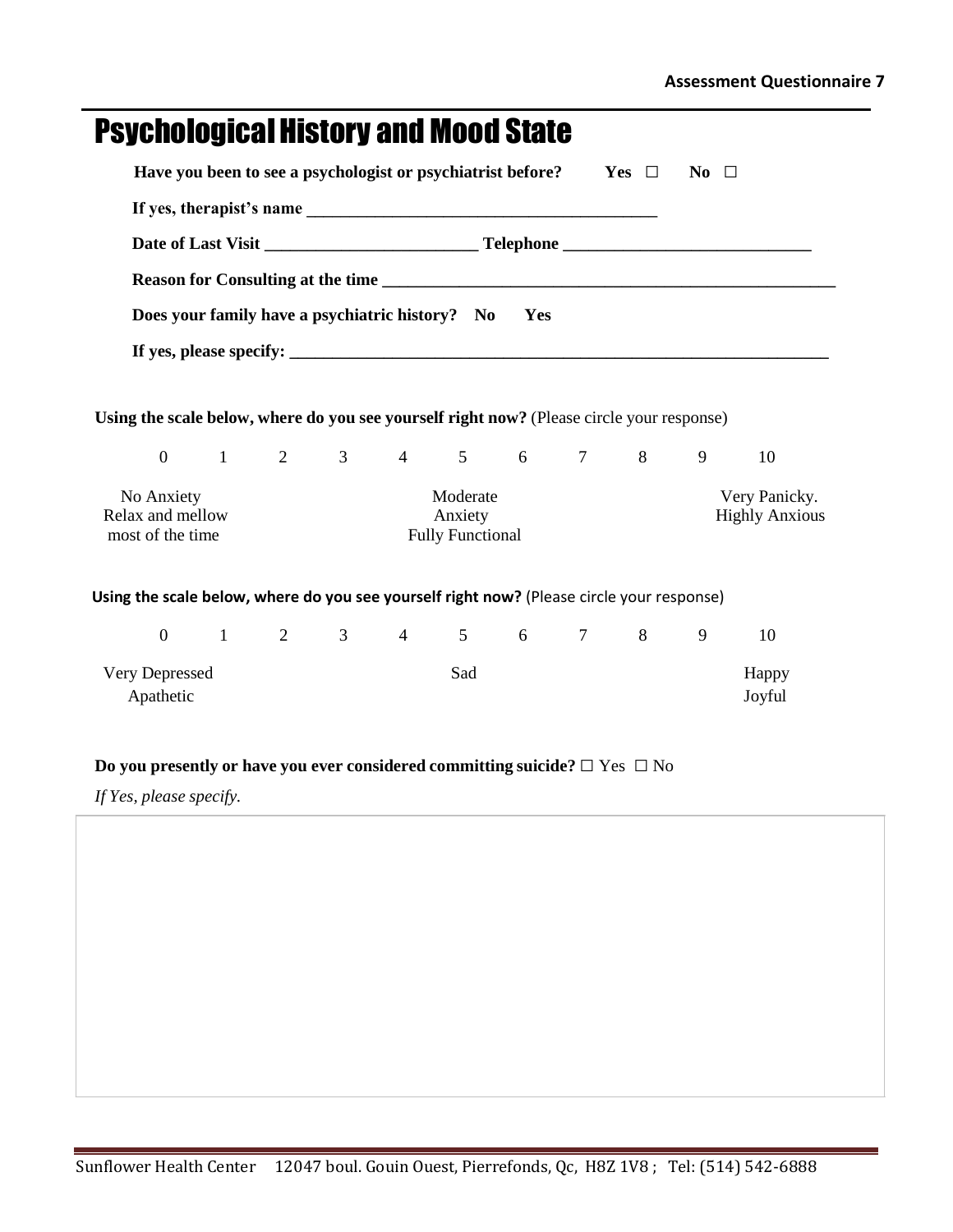# Psychological History and Mood State

**Have you been to see a psychologist or psychiatrist before?** **Yes** ☐ **No** ☐

**If yes, therapist's name** ________________________________________

**Date of Last Visit** ________________________ **Telephone** ____________________________

**Reason for Consulting at the time** ______________________________________________________

**Does your family have a psychiatric history? No Yes**

**If yes, please specify:** ______________________________________________________________

**Using the scale below, where do you see yourself right now?** (Please circle your response)

| 0 | 1 | 2 | 3 | 4 | 5 | 6 | 7 | 8 | 9 | 10 |
|---|---|---|---|---|---|---|---|---|---|---|
| No Anxiety Relax and mellow most of the time | | | | | Moderate Anxiety Fully Functional | | | | | Very Panicky. Highly Anxious |

**Using the scale below, where do you see yourself right now?** (Please circle your response)

| 0 | 1 | 2 | 3 | 4 | 5 | 6 | 7 | 8 | 9 | 10 |
|---|---|---|---|---|---|---|---|---|---|---|
| Very Depressed Apathetic | | | | | Sad | | | | | Happy Joyful |

**Do you presently or have you ever considered committing suicide?** ☐ Yes ☐ No

*If Yes, please specify.*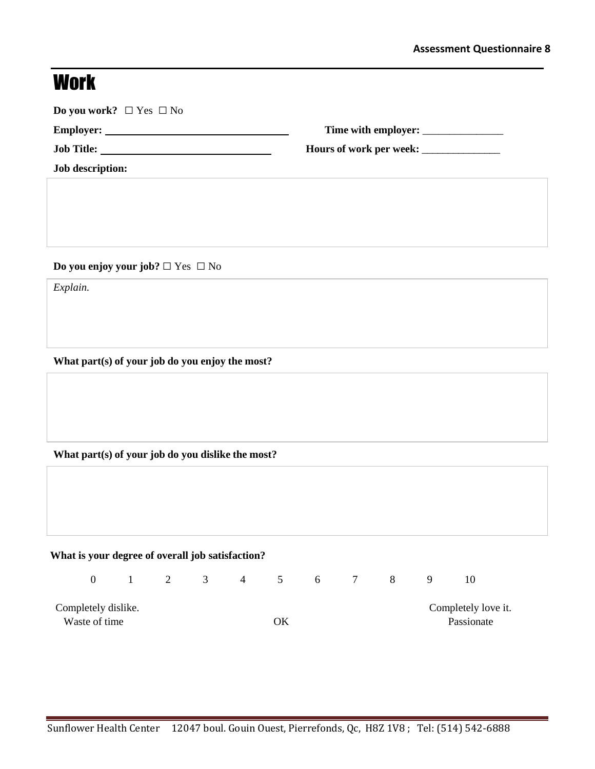# Work

**Do you work?** ☐ Yes ☐ No

**Employer:** ____________________________ **Time with employer:** _______________

**Job Title:** ____________________________ **Hours of work per week:** _______________

**Job description:**

**Do you enjoy your job?** ☐ Yes ☐ No

*Explain.*

**What part(s) of your job do you enjoy the most?**

**What part(s) of your job do you dislike the most?**

**What is your degree of overall job satisfaction?**

| 0 | 1 | 2 | 3 | 4 | 5 | 6 | 7 | 8 | 9 | 10 |
|---|---|---|---|---|---|---|---|---|---|---|
| Completely dislike. Waste of time | | | | | OK | | | | | Completely love it. Passionate |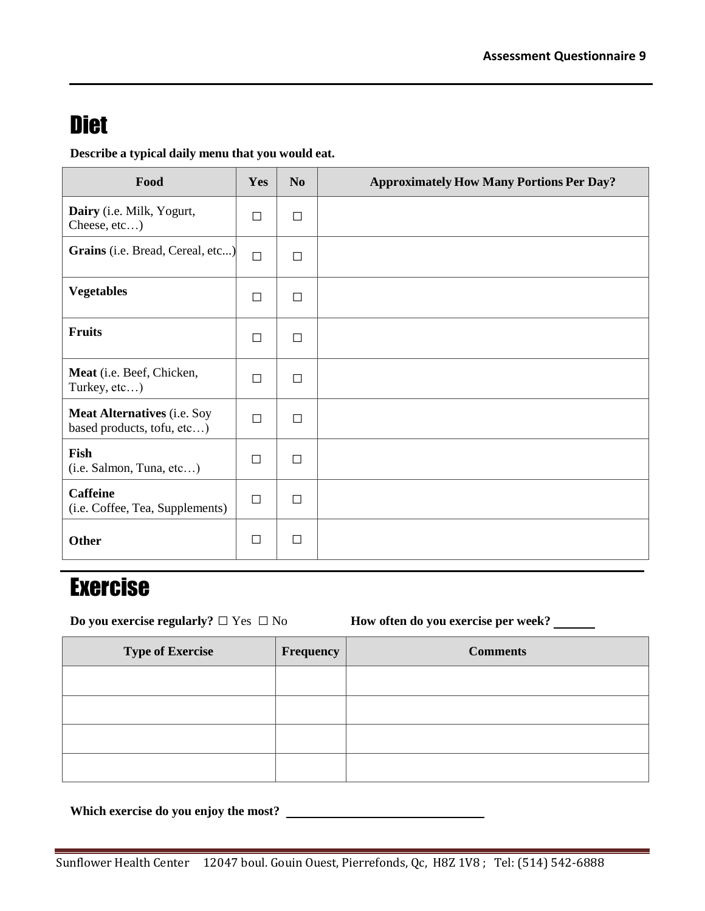# Diet

**Describe a typical daily menu that you would eat.**

| Food | Yes | No | Approximately How Many Portions Per Day? |
|---|---|---|---|
| **Dairy** (i.e. Milk, Yogurt, Cheese, etc…) | ☐ | ☐ | |
| **Grains** (i.e. Bread, Cereal, etc...) | ☐ | ☐ | |
| **Vegetables** | ☐ | ☐ | |
| **Fruits** | ☐ | ☐ | |
| **Meat** (i.e. Beef, Chicken, Turkey, etc…) | ☐ | ☐ | |
| **Meat Alternatives** (i.e. Soy based products, tofu, etc…) | ☐ | ☐ | |
| **Fish** (i.e. Salmon, Tuna, etc…) | ☐ | ☐ | |
| **Caffeine** (i.e. Coffee, Tea, Supplements) | ☐ | ☐ | |
| **Other** | ☐ | ☐ | |

# Exercise

**Do you exercise regularly?** ☐ Yes ☐ No **How often do you exercise per week?** ______

| Type of Exercise | Frequency | Comments |
|---|---|---|
| | | |
| | | |
| | | |
| | | |

**Which exercise do you enjoy the most?** ______________________________

Sunflower Health Center 12047 boul. Gouin Ouest, Pierrefonds, Qc, H8Z 1V8 ; Tel: (514) 542-6888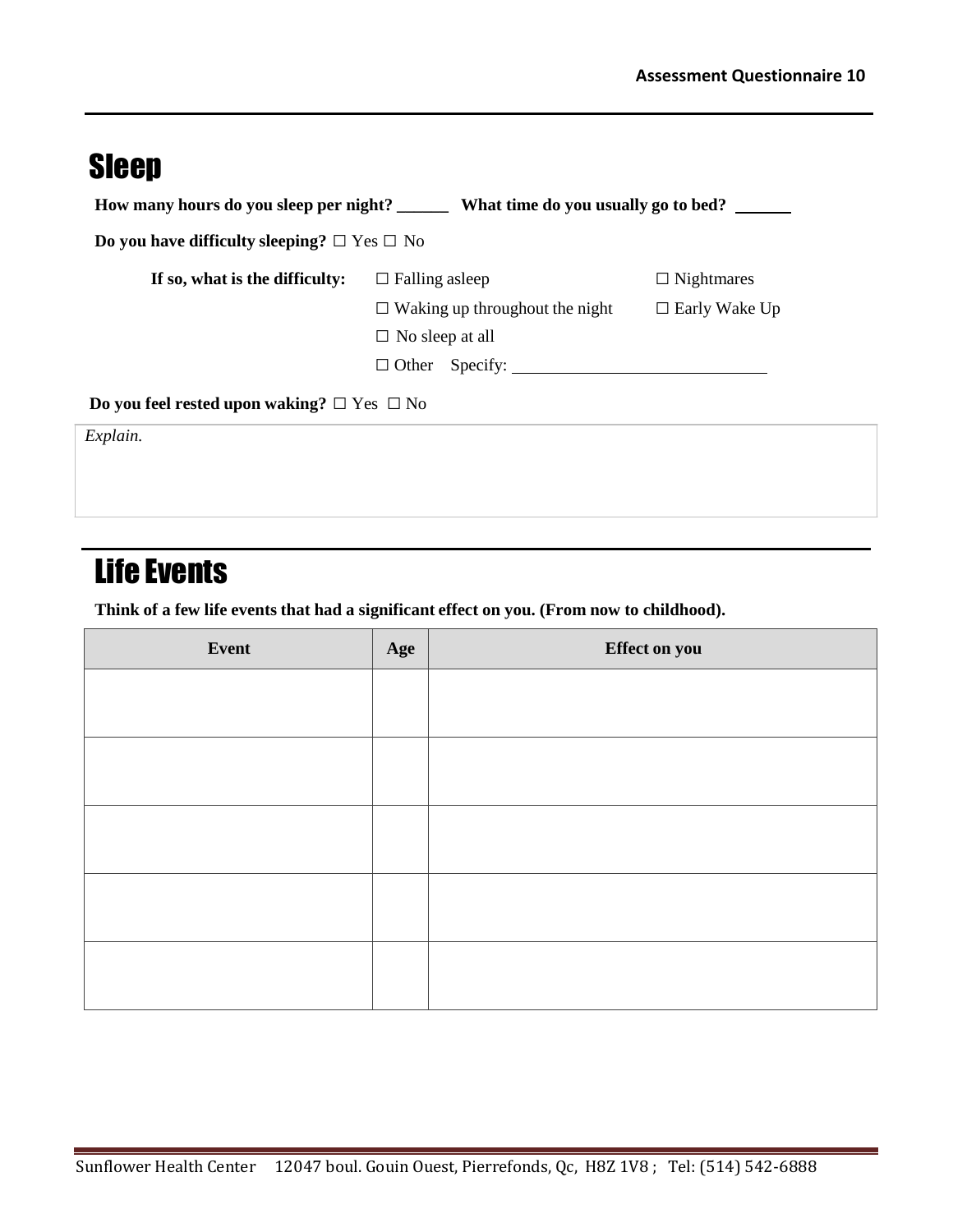## Sleep

**How many hours do you sleep per night?** ______ **What time do you usually go to bed?** ______

**Do you have difficulty sleeping?** ☐ Yes ☐ No

**If so, what is the difficulty:**
- ☐ Falling asleep
- ☐ Nightmares
- ☐ Waking up throughout the night
- ☐ Early Wake Up
- ☐ No sleep at all
- ☐ Other Specify: ______________________________

**Do you feel rested upon waking?** ☐ Yes ☐ No

*Explain.*

## Life Events

**Think of a few life events that had a significant effect on you. (From now to childhood).**

| Event | Age | Effect on you |
|---|---|---|
| | | |
| | | |
| | | |
| | | |
| | | |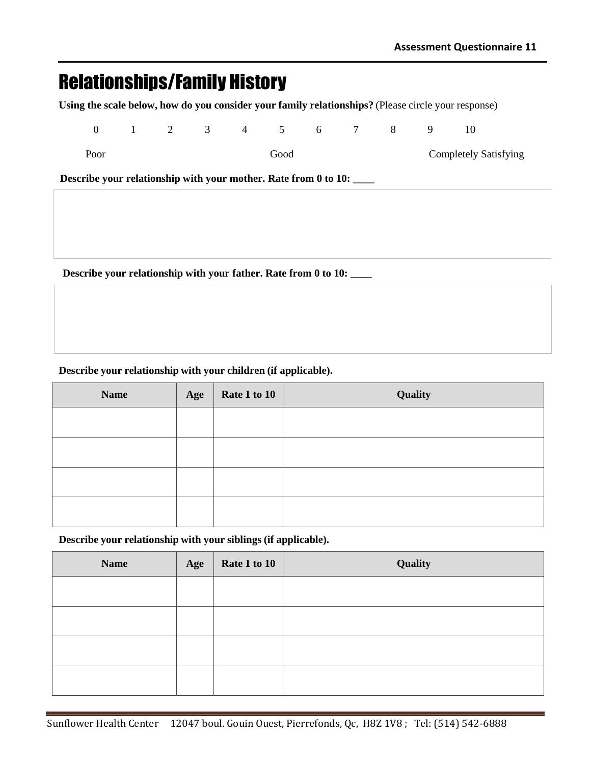# Relationships/Family History

**Using the scale below, how do you consider your family relationships?** (Please circle your response)

0 1 2 3 4 5 6 7 8 9 10

Poor Good Completely Satisfying

**Describe your relationship with your mother. Rate from 0 to 10: \_\_\_\_**

**Describe your relationship with your father. Rate from 0 to 10: \_\_\_\_**

**Describe your relationship with your children (if applicable).**

| Name | Age | Rate 1 to 10 | Quality |
|---|---|---|---|
| | | | |
| | | | |
| | | | |
| | | | |

**Describe your relationship with your siblings (if applicable).**

| Name | Age | Rate 1 to 10 | Quality |
|---|---|---|---|
| | | | |
| | | | |
| | | | |
| | | | |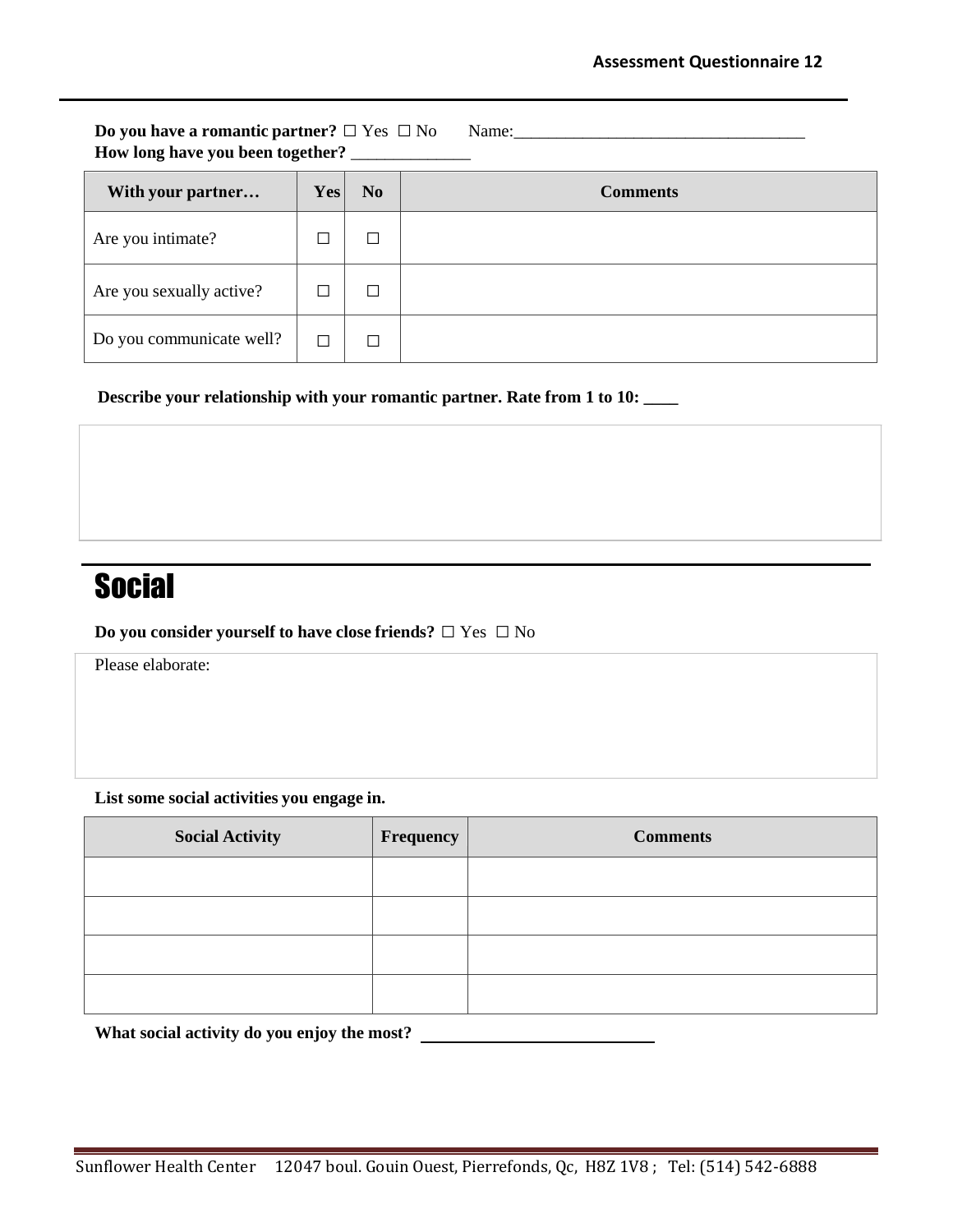**Do you have a romantic partner?** ☐ Yes ☐ No  Name:__________________________________
**How long have you been together?** ______________

| With your partner… | Yes | No | Comments |
|---|---|---|---|
| Are you intimate? | ☐ | ☐ | |
| Are you sexually active? | ☐ | ☐ | |
| Do you communicate well? | ☐ | ☐ | |

**Describe your relationship with your romantic partner. Rate from 1 to 10: ____**

# Social

**Do you consider yourself to have close friends?** ☐ Yes ☐ No

Please elaborate:

**List some social activities you engage in.**

| Social Activity | Frequency | Comments |
|---|---|---|
| | | |
| | | |
| | | |
| | | |

**What social activity do you enjoy the most?** ____________________________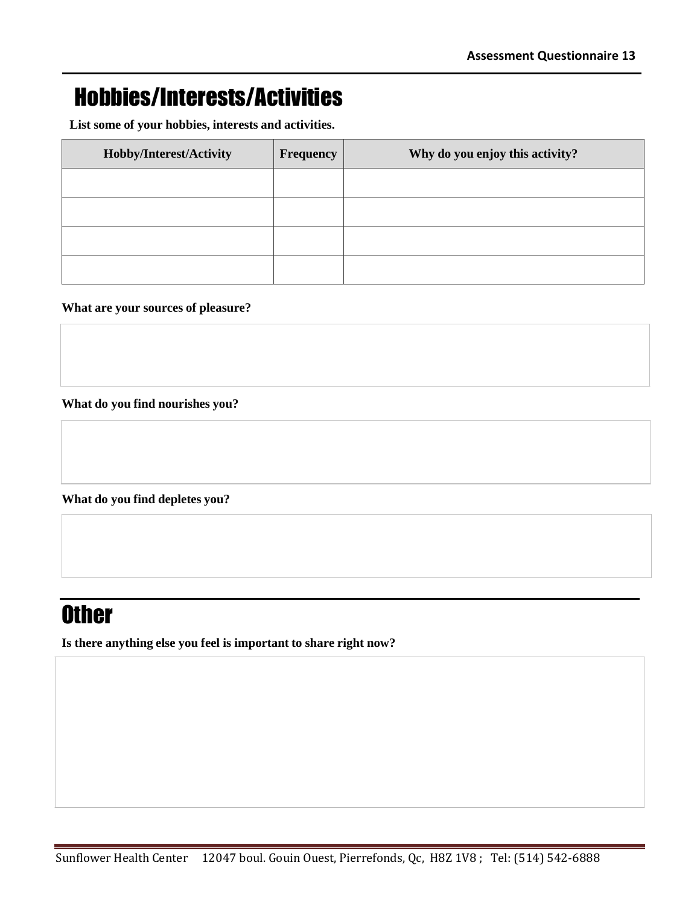# Hobbies/Interests/Activities

**List some of your hobbies, interests and activities.**

| Hobby/Interest/Activity | Frequency | Why do you enjoy this activity? |
| --- | --- | --- |
| | | |
| | | |
| | | |
| | | |

**What are your sources of pleasure?**

**What do you find nourishes you?**

**What do you find depletes you?**

# Other

**Is there anything else you feel is important to share right now?**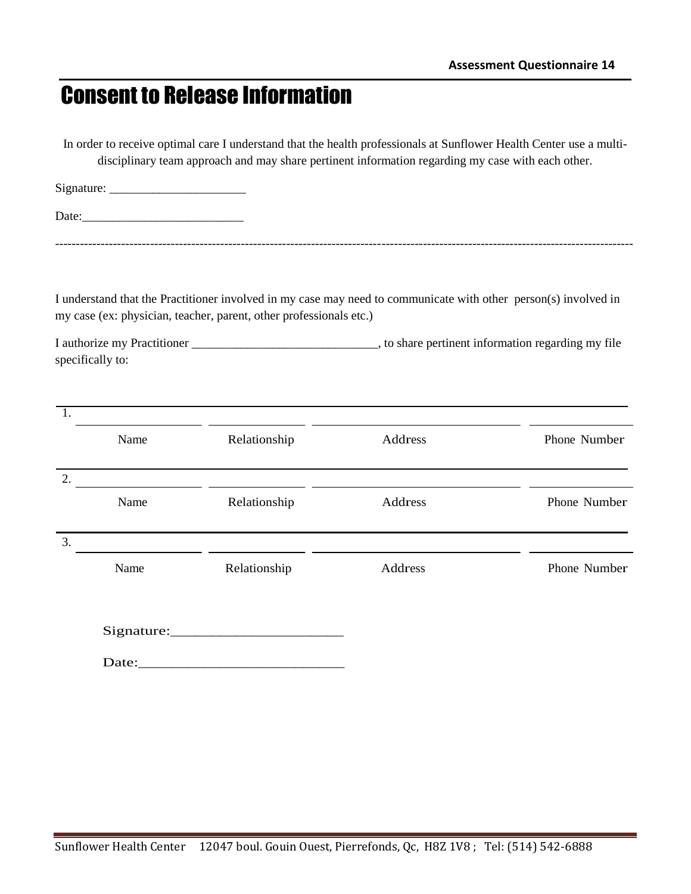Assessment Questionnaire 14

# Consent to Release Information

In order to receive optimal care I understand that the health professionals at Sunflower Health Center use a multi-disciplinary team approach and may share pertinent information regarding my case with each other.

Signature: ______________________

Date:__________________________

---

I understand that the Practitioner involved in my case may need to communicate with other person(s) involved in my case (ex: physician, teacher, parent, other professionals etc.)

I authorize my Practitioner ______________________________, to share pertinent information regarding my file specifically to:

| | | | | |
|---|---|---|---|---|
| 1. | | | | |
| | Name | Relationship | Address | Phone Number |
| 2. | | | | |
| | Name | Relationship | Address | Phone Number |
| 3. | | | | |
| | Name | Relationship | Address | Phone Number |

Signature:_______________________

Date:___________________________

Sunflower Health Center 12047 boul. Gouin Ouest, Pierrefonds, Qc, H8Z 1V8 ; Tel: (514) 542-6888